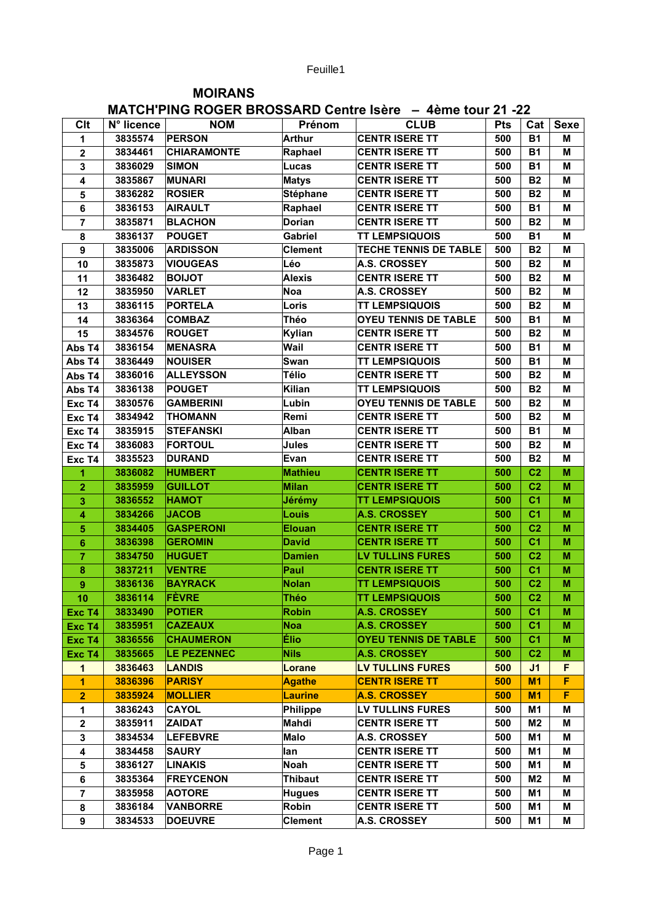# MOIRANS

## MATCH'PING ROGER BROSSARD Centre Isère – 4ème tour 21 -22

| Clt | N° licence | NOM | Prénom | CLUB | Pts | Cat | Sexe |
|---|---|---|---|---|---|---|---|
| 1 | 3835574 | PERSON | Arthur | CENTR ISERE TT | 500 | B1 | M |
| 2 | 3834461 | CHIARAMONTE | Raphael | CENTR ISERE TT | 500 | B1 | M |
| 3 | 3836029 | SIMON | Lucas | CENTR ISERE TT | 500 | B1 | M |
| 4 | 3835867 | MUNARI | Matys | CENTR ISERE TT | 500 | B2 | M |
| 5 | 3836282 | ROSIER | Stéphane | CENTR ISERE TT | 500 | B2 | M |
| 6 | 3836153 | AIRAULT | Raphael | CENTR ISERE TT | 500 | B1 | M |
| 7 | 3835871 | BLACHON | Dorian | CENTR ISERE TT | 500 | B2 | M |
| 8 | 3836137 | POUGET | Gabriel | TT LEMPSIQUOIS | 500 | B1 | M |
| 9 | 3835006 | ARDISSON | Clement | TECHE TENNIS DE TABLE | 500 | B2 | M |
| 10 | 3835873 | VIOUGEAS | Léo | A.S. CROSSEY | 500 | B2 | M |
| 11 | 3836482 | BOIJOT | Alexis | CENTR ISERE TT | 500 | B2 | M |
| 12 | 3835950 | VARLET | Noa | A.S. CROSSEY | 500 | B2 | M |
| 13 | 3836115 | PORTELA | Loris | TT LEMPSIQUOIS | 500 | B2 | M |
| 14 | 3836364 | COMBAZ | Théo | OYEU TENNIS DE TABLE | 500 | B1 | M |
| 15 | 3834576 | ROUGET | Kylian | CENTR ISERE TT | 500 | B2 | M |
| Abs T4 | 3836154 | MENASRA | Wail | CENTR ISERE TT | 500 | B1 | M |
| Abs T4 | 3836449 | NOUISER | Swan | TT LEMPSIQUOIS | 500 | B1 | M |
| Abs T4 | 3836016 | ALLEYSSON | Télio | CENTR ISERE TT | 500 | B2 | M |
| Abs T4 | 3836138 | POUGET | Kilian | TT LEMPSIQUOIS | 500 | B2 | M |
| Exc T4 | 3830576 | GAMBERINI | Lubin | OYEU TENNIS DE TABLE | 500 | B2 | M |
| Exc T4 | 3834942 | THOMANN | Remi | CENTR ISERE TT | 500 | B2 | M |
| Exc T4 | 3835915 | STEFANSKI | Alban | CENTR ISERE TT | 500 | B1 | M |
| Exc T4 | 3836083 | FORTOUL | Jules | CENTR ISERE TT | 500 | B2 | M |
| Exc T4 | 3835523 | DURAND | Evan | CENTR ISERE TT | 500 | B2 | M |
| 1 | 3836082 | HUMBERT | Mathieu | CENTR ISERE TT | 500 | C2 | M |
| 2 | 3835959 | GUILLOT | Milan | CENTR ISERE TT | 500 | C2 | M |
| 3 | 3836552 | HAMOT | Jérémy | TT LEMPSIQUOIS | 500 | C1 | M |
| 4 | 3834266 | JACOB | Louis | A.S. CROSSEY | 500 | C1 | M |
| 5 | 3834405 | GASPERONI | Elouan | CENTR ISERE TT | 500 | C2 | M |
| 6 | 3836398 | GEROMIN | David | CENTR ISERE TT | 500 | C1 | M |
| 7 | 3834750 | HUGUET | Damien | LV TULLINS FURES | 500 | C2 | M |
| 8 | 3837211 | VENTRE | Paul | CENTR ISERE TT | 500 | C1 | M |
| 9 | 3836136 | BAYRACK | Nolan | TT LEMPSIQUOIS | 500 | C2 | M |
| 10 | 3836114 | FÈVRE | Théo | TT LEMPSIQUOIS | 500 | C2 | M |
| Exc T4 | 3833490 | POTIER | Robin | A.S. CROSSEY | 500 | C1 | M |
| Exc T4 | 3835951 | CAZEAUX | Noa | A.S. CROSSEY | 500 | C1 | M |
| Exc T4 | 3836556 | CHAUMERON | Élio | OYEU TENNIS DE TABLE | 500 | C1 | M |
| Exc T4 | 3835665 | LE PEZENNEC | Nils | A.S. CROSSEY | 500 | C2 | M |
| 1 | 3836463 | LANDIS | Lorane | LV TULLINS FURES | 500 | J1 | F |
| 1 | 3836396 | PARISY | Agathe | CENTR ISERE TT | 500 | M1 | F |
| 2 | 3835924 | MOLLIER | Laurine | A.S. CROSSEY | 500 | M1 | F |
| 1 | 3836243 | CAYOL | Philippe | LV TULLINS FURES | 500 | M1 | M |
| 2 | 3835911 | ZAIDAT | Mahdi | CENTR ISERE TT | 500 | M2 | M |
| 3 | 3834534 | LEFEBVRE | Malo | A.S. CROSSEY | 500 | M1 | M |
| 4 | 3834458 | SAURY | Ian | CENTR ISERE TT | 500 | M1 | M |
| 5 | 3836127 | LINAKIS | Noah | CENTR ISERE TT | 500 | M1 | M |
| 6 | 3835364 | FREYCENON | Thibaut | CENTR ISERE TT | 500 | M2 | M |
| 7 | 3835958 | AOTORE | Hugues | CENTR ISERE TT | 500 | M1 | M |
| 8 | 3836184 | VANBORRE | Robin | CENTR ISERE TT | 500 | M1 | M |
| 9 | 3834533 | DOEUVRE | Clement | A.S. CROSSEY | 500 | M1 | M |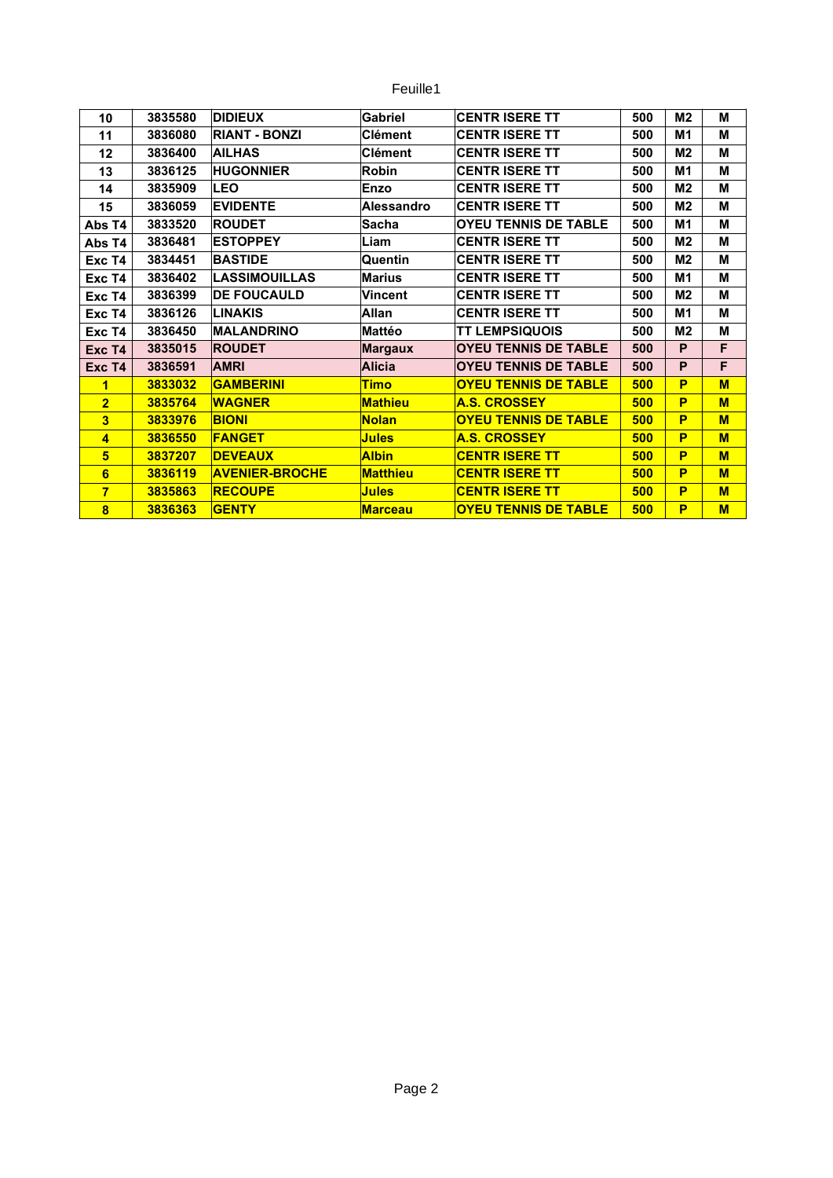| | | | | | | | |
|---|---|---|---|---|---|---|---|
| 10 | 3835580 | DIDIEUX | Gabriel | CENTR ISERE TT | 500 | M2 | M |
| 11 | 3836080 | RIANT - BONZI | Clément | CENTR ISERE TT | 500 | M1 | M |
| 12 | 3836400 | AILHAS | Clément | CENTR ISERE TT | 500 | M2 | M |
| 13 | 3836125 | HUGONNIER | Robin | CENTR ISERE TT | 500 | M1 | M |
| 14 | 3835909 | LEO | Enzo | CENTR ISERE TT | 500 | M2 | M |
| 15 | 3836059 | EVIDENTE | Alessandro | CENTR ISERE TT | 500 | M2 | M |
| Abs T4 | 3833520 | ROUDET | Sacha | OYEU TENNIS DE TABLE | 500 | M1 | M |
| Abs T4 | 3836481 | ESTOPPEY | Liam | CENTR ISERE TT | 500 | M2 | M |
| Exc T4 | 3834451 | BASTIDE | Quentin | CENTR ISERE TT | 500 | M2 | M |
| Exc T4 | 3836402 | LASSIMOUILLAS | Marius | CENTR ISERE TT | 500 | M1 | M |
| Exc T4 | 3836399 | DE FOUCAULD | Vincent | CENTR ISERE TT | 500 | M2 | M |
| Exc T4 | 3836126 | LINAKIS | Allan | CENTR ISERE TT | 500 | M1 | M |
| Exc T4 | 3836450 | MALANDRINO | Mattéo | TT LEMPSIQUOIS | 500 | M2 | M |
| Exc T4 | 3835015 | ROUDET | Margaux | OYEU TENNIS DE TABLE | 500 | P | F |
| Exc T4 | 3836591 | AMRI | Alicia | OYEU TENNIS DE TABLE | 500 | P | F |
| 1 | 3833032 | GAMBERINI | Timo | OYEU TENNIS DE TABLE | 500 | P | M |
| 2 | 3835764 | WAGNER | Mathieu | A.S. CROSSEY | 500 | P | M |
| 3 | 3833976 | BIONI | Nolan | OYEU TENNIS DE TABLE | 500 | P | M |
| 4 | 3836550 | FANGET | Jules | A.S. CROSSEY | 500 | P | M |
| 5 | 3837207 | DEVEAUX | Albin | CENTR ISERE TT | 500 | P | M |
| 6 | 3836119 | AVENIER-BROCHE | Matthieu | CENTR ISERE TT | 500 | P | M |
| 7 | 3835863 | RECOUPE | Jules | CENTR ISERE TT | 500 | P | M |
| 8 | 3836363 | GENTY | Marceau | OYEU TENNIS DE TABLE | 500 | P | M |